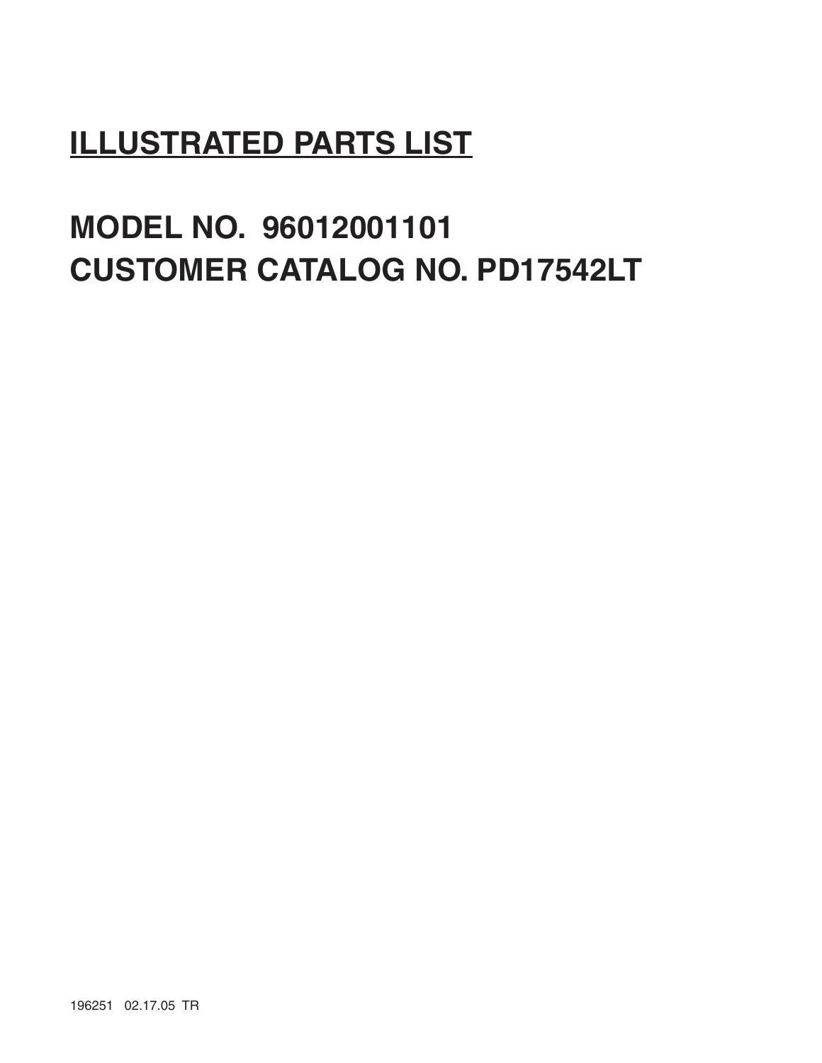# ILLUSTRATED PARTS LIST

## MODEL NO. 96012001101
## CUSTOMER CATALOG NO. PD17542LT

196251 02.17.05 TR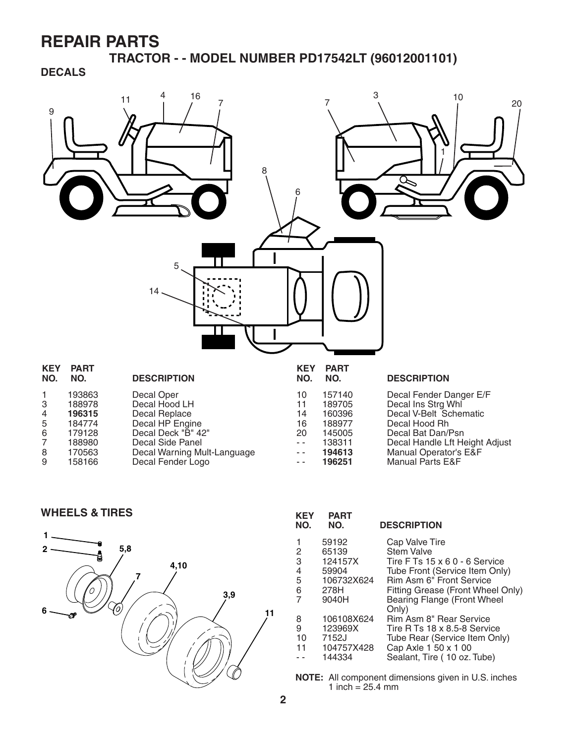# REPAIR PARTS

## TRACTOR - - MODEL NUMBER PD17542LT (96012001101)

### DECALS

| KEY NO. | PART NO. | DESCRIPTION |
|---|---|---|
| 1 | 193863 | Decal Oper |
| 3 | 188978 | Decal Hood LH |
| 4 | **196315** | Decal Replace |
| 5 | 184774 | Decal HP Engine |
| 6 | 179128 | Decal Deck "B" 42" |
| 7 | 188980 | Decal Side Panel |
| 8 | 170563 | Decal Warning Mult-Language |
| 9 | 158166 | Decal Fender Logo |
| 10 | 157140 | Decal Fender Danger E/F |
| 11 | 189705 | Decal Ins Strg Whl |
| 14 | 160396 | Decal V-Belt Schematic |
| 16 | 188977 | Decal Hood Rh |
| 20 | 145005 | Decal Bat Dan/Psn |
| - - | 138311 | Decal Handle Lft Height Adjust |
| - - | **194613** | Manual Operator's E&F |
| - - | **196251** | Manual Parts E&F |

### WHEELS & TIRES

| KEY NO. | PART NO. | DESCRIPTION |
|---|---|---|
| 1 | 59192 | Cap Valve Tire |
| 2 | 65139 | Stem Valve |
| 3 | 124157X | Tire F Ts 15 x 6 0 - 6 Service |
| 4 | 59904 | Tube Front (Service Item Only) |
| 5 | 106732X624 | Rim Asm 6" Front Service |
| 6 | 278H | Fitting Grease (Front Wheel Only) |
| 7 | 9040H | Bearing Flange (Front Wheel Only) |
| 8 | 106108X624 | Rim Asm 8" Rear Service |
| 9 | 123969X | Tire R Ts 18 x 8.5-8 Service |
| 10 | 7152J | Tube Rear (Service Item Only) |
| 11 | 104757X428 | Cap Axle 1 50 x 1 00 |
| - - | 144334 | Sealant, Tire ( 10 oz. Tube) |

**NOTE:** All component dimensions given in U.S. inches
1 inch = 25.4 mm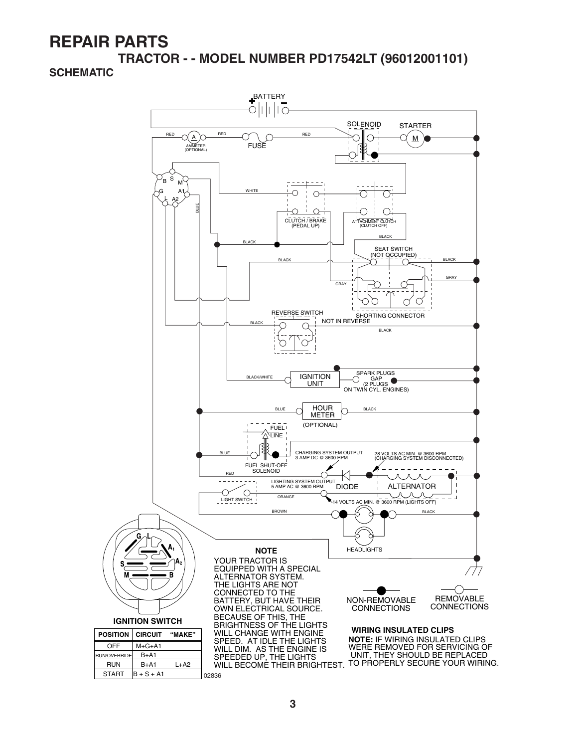# REPAIR PARTS

## TRACTOR - - MODEL NUMBER PD17542LT (96012001101)

### SCHEMATIC

BATTERY

SOLENOID

STARTER

RED A AMMETER (OPTIONAL) RED FUSE RED

M

B S M G A1 L A2

BLUE

WHITE

CLUTCH / BRAKE (PEDAL UP)

ATTACHMENT CLUTCH (CLUTCH OFF)

BLACK

BLACK

SEAT SWITCH (NOT OCCUPIED)

BLACK

BLACK

GRAY

GRAY

SHORTING CONNECTOR

REVERSE SWITCH

BLACK NOT IN REVERSE

BLACK

BLACK/WHITE IGNITION UNIT

SPARK PLUGS GAP (2 PLUGS ON TWIN CYL. ENGINES)

BLUE HOUR METER BLACK

(OPTIONAL)

FUEL LINE

BLUE

FUEL SHUT-OFF SOLENOID

CHARGING SYSTEM OUTPUT 3 AMP DC @ 3600 RPM

28 VOLTS AC MIN. @ 3600 RPM (CHARGING SYSTEM DISCONNECTED)

RED

LIGHTING SYSTEM OUTPUT 5 AMP AC @ 3600 RPM

DIODE

ALTERNATOR

LIGHT SWITCH

ORANGE

14 VOLTS AC MIN. @ 3600 RPM (LIGHTS OFF)

BROWN

BLACK

HEADLIGHTS

G L A1 A2 S M B

**IGNITION SWITCH**

| POSITION | CIRCUIT | "MAKE" |
|---|---|---|
| OFF | M+G+A1 | |
| RUN/OVERRIDE | B+A1 | |
| RUN | B+A1 | L+A2 |
| START | B + S + A1 | |

**NOTE**

YOUR TRACTOR IS EQUIPPED WITH A SPECIAL ALTERNATOR SYSTEM. THE LIGHTS ARE NOT CONNECTED TO THE BATTERY, BUT HAVE THEIR OWN ELECTRICAL SOURCE. BECAUSE OF THIS, THE BRIGHTNESS OF THE LIGHTS WILL CHANGE WITH ENGINE SPEED. AT IDLE THE LIGHTS WILL DIM. AS THE ENGINE IS SPEEDED UP, THE LIGHTS WILL BECOME THEIR BRIGHTEST.

NON-REMOVABLE CONNECTIONS

REMOVABLE CONNECTIONS

**WIRING INSULATED CLIPS**

**NOTE:** IF WIRING INSULATED CLIPS WERE REMOVED FOR SERVICING OF UNIT, THEY SHOULD BE REPLACED TO PROPERLY SECURE YOUR WIRING.

02836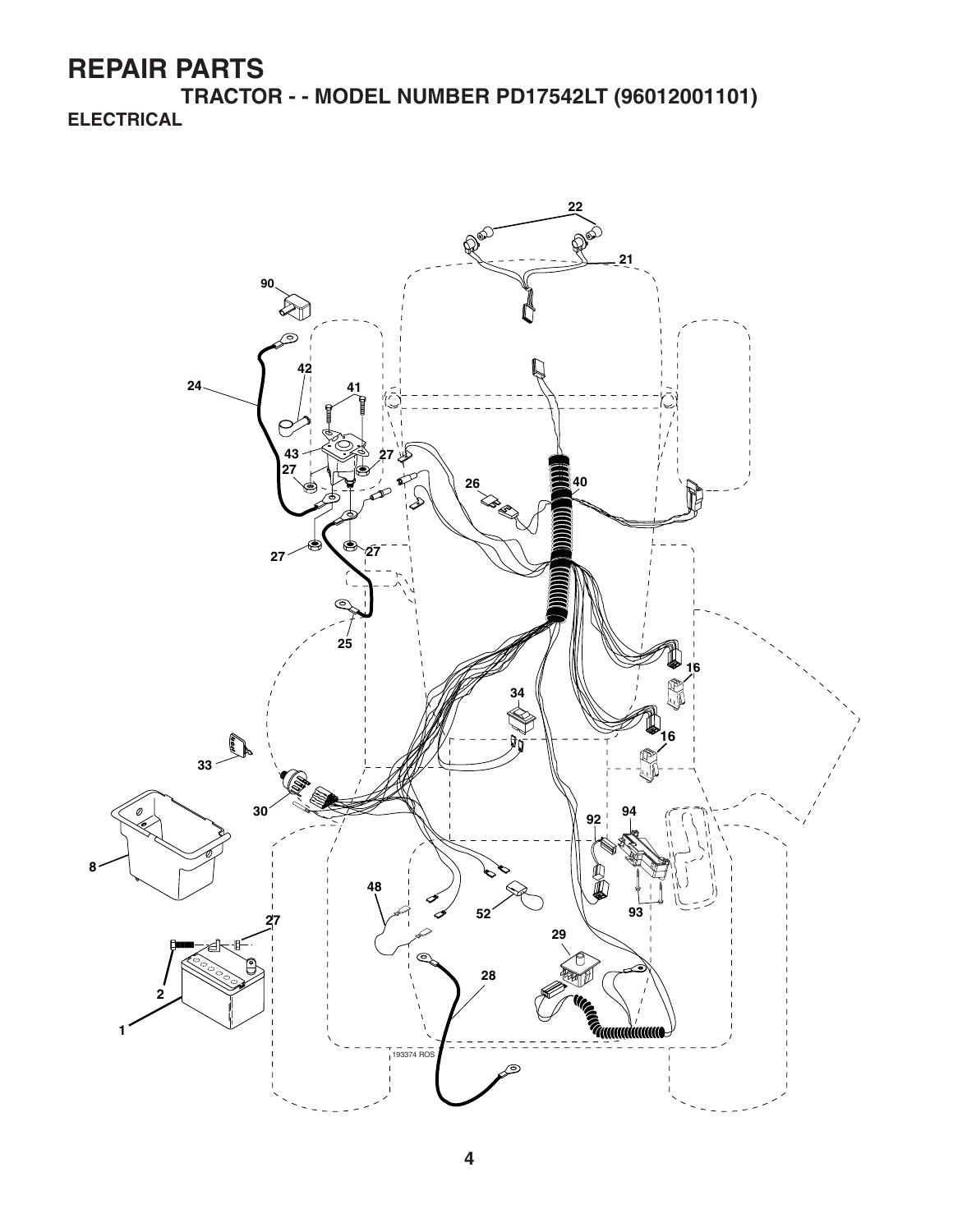# REPAIR PARTS

## TRACTOR - - MODEL NUMBER PD17542LT (96012001101)

### ELECTRICAL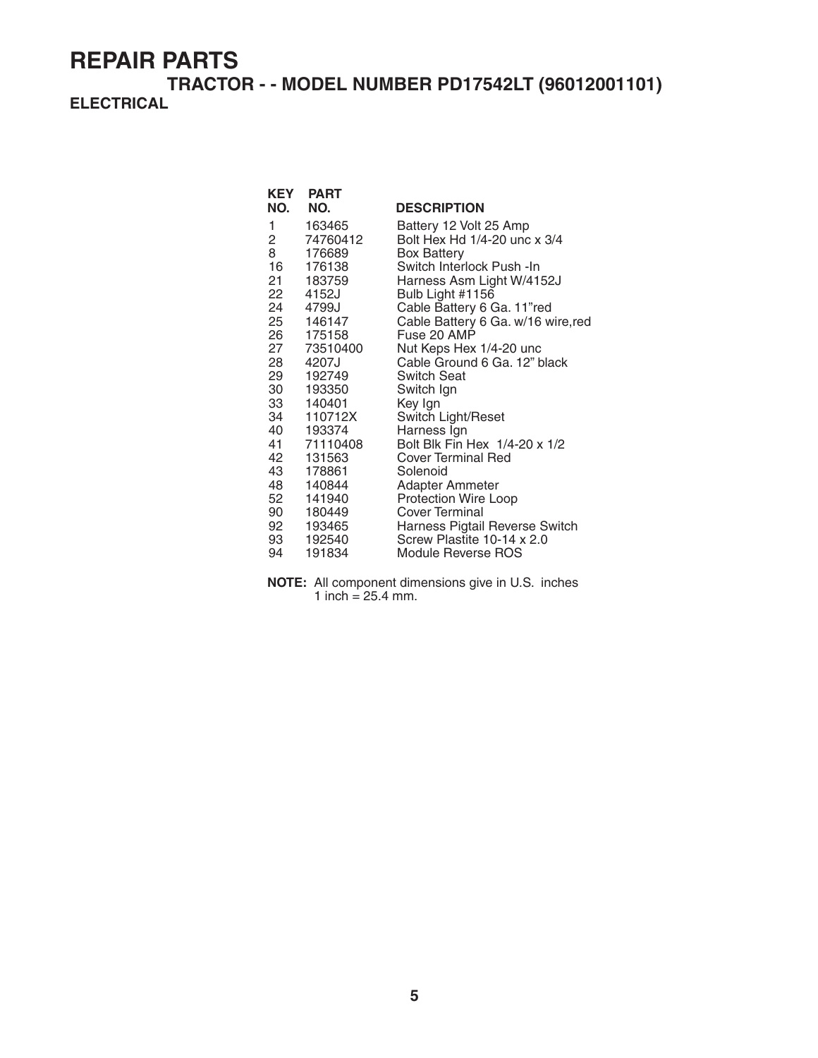# REPAIR PARTS

## TRACTOR - - MODEL NUMBER PD17542LT (96012001101)

### ELECTRICAL

| KEY NO. | PART NO. | DESCRIPTION |
|---|---|---|
| 1 | 163465 | Battery 12 Volt 25 Amp |
| 2 | 74760412 | Bolt Hex Hd 1/4-20 unc x 3/4 |
| 8 | 176689 | Box Battery |
| 16 | 176138 | Switch Interlock Push -In |
| 21 | 183759 | Harness Asm Light W/4152J |
| 22 | 4152J | Bulb Light #1156 |
| 24 | 4799J | Cable Battery 6 Ga. 11"red |
| 25 | 146147 | Cable Battery 6 Ga. w/16 wire,red |
| 26 | 175158 | Fuse 20 AMP |
| 27 | 73510400 | Nut Keps Hex 1/4-20 unc |
| 28 | 4207J | Cable Ground 6 Ga. 12" black |
| 29 | 192749 | Switch Seat |
| 30 | 193350 | Switch Ign |
| 33 | 140401 | Key Ign |
| 34 | 110712X | Switch Light/Reset |
| 40 | 193374 | Harness Ign |
| 41 | 71110408 | Bolt Blk Fin Hex 1/4-20 x 1/2 |
| 42 | 131563 | Cover Terminal Red |
| 43 | 178861 | Solenoid |
| 48 | 140844 | Adapter Ammeter |
| 52 | 141940 | Protection Wire Loop |
| 90 | 180449 | Cover Terminal |
| 92 | 193465 | Harness Pigtail Reverse Switch |
| 93 | 192540 | Screw Plastite 10-14 x 2.0 |
| 94 | 191834 | Module Reverse ROS |

**NOTE:** All component dimensions give in U.S. inches
1 inch = 25.4 mm.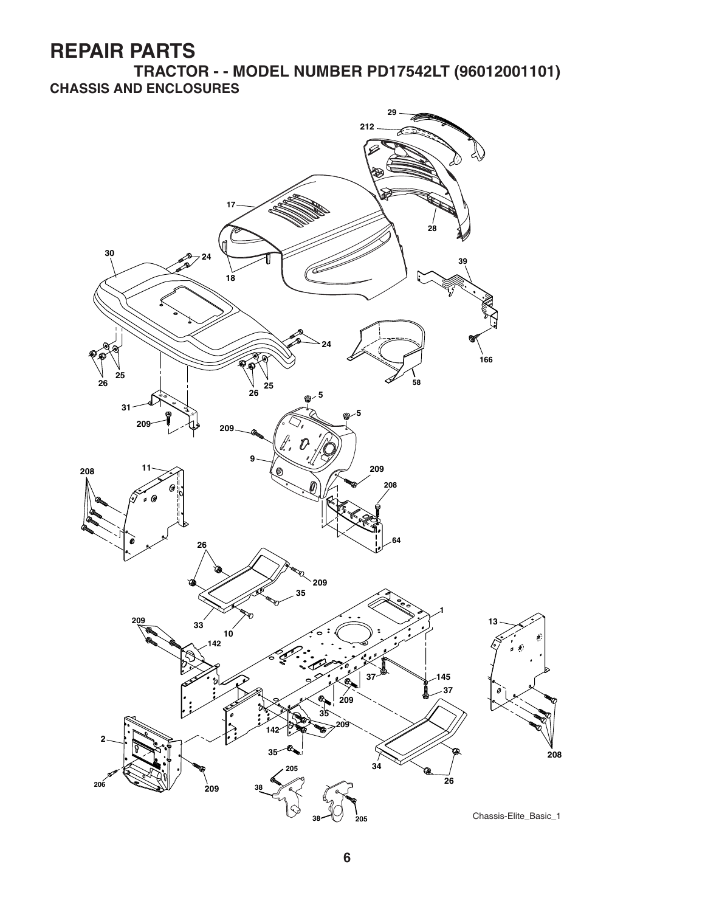# REPAIR PARTS

## TRACTOR - - MODEL NUMBER PD17542LT (96012001101)

### CHASSIS AND ENCLOSURES

Chassis-Elite_Basic_1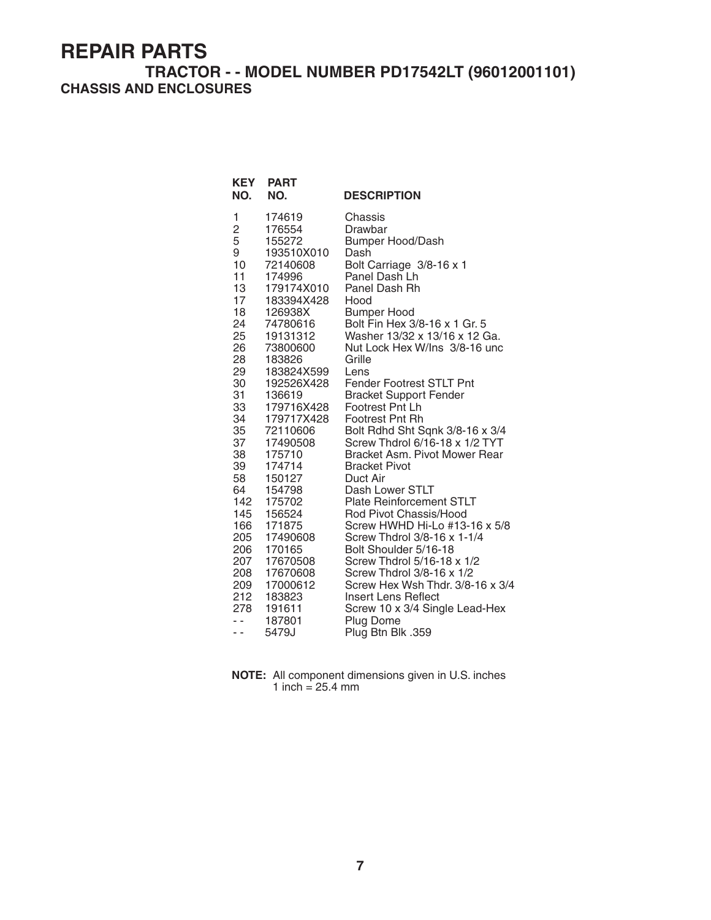# REPAIR PARTS

## TRACTOR - - MODEL NUMBER PD17542LT (96012001101)

### CHASSIS AND ENCLOSURES

| KEY NO. | PART NO. | DESCRIPTION |
|---|---|---|
| 1 | 174619 | Chassis |
| 2 | 176554 | Drawbar |
| 5 | 155272 | Bumper Hood/Dash |
| 9 | 193510X010 | Dash |
| 10 | 72140608 | Bolt Carriage 3/8-16 x 1 |
| 11 | 174996 | Panel Dash Lh |
| 13 | 179174X010 | Panel Dash Rh |
| 17 | 183394X428 | Hood |
| 18 | 126938X | Bumper Hood |
| 24 | 74780616 | Bolt Fin Hex 3/8-16 x 1 Gr. 5 |
| 25 | 19131312 | Washer 13/32 x 13/16 x 12 Ga. |
| 26 | 73800600 | Nut Lock Hex W/Ins 3/8-16 unc |
| 28 | 183826 | Grille |
| 29 | 183824X599 | Lens |
| 30 | 192526X428 | Fender Footrest STLT Pnt |
| 31 | 136619 | Bracket Support Fender |
| 33 | 179716X428 | Footrest Pnt Lh |
| 34 | 179717X428 | Footrest Pnt Rh |
| 35 | 72110606 | Bolt Rdhd Sht Sqnk 3/8-16 x 3/4 |
| 37 | 17490508 | Screw Thdrol 6/16-18 x 1/2 TYT |
| 38 | 175710 | Bracket Asm. Pivot Mower Rear |
| 39 | 174714 | Bracket Pivot |
| 58 | 150127 | Duct Air |
| 64 | 154798 | Dash Lower STLT |
| 142 | 175702 | Plate Reinforcement STLT |
| 145 | 156524 | Rod Pivot Chassis/Hood |
| 166 | 171875 | Screw HWHD Hi-Lo #13-16 x 5/8 |
| 205 | 17490608 | Screw Thdrol 3/8-16 x 1-1/4 |
| 206 | 170165 | Bolt Shoulder 5/16-18 |
| 207 | 17670508 | Screw Thdrol 5/16-18 x 1/2 |
| 208 | 17670608 | Screw Thdrol 3/8-16 x 1/2 |
| 209 | 17000612 | Screw Hex Wsh Thdr. 3/8-16 x 3/4 |
| 212 | 183823 | Insert Lens Reflect |
| 278 | 191611 | Screw 10 x 3/4 Single Lead-Hex |
| - - | 187801 | Plug Dome |
| - - | 5479J | Plug Btn Blk .359 |

**NOTE:** All component dimensions given in U.S. inches
1 inch = 25.4 mm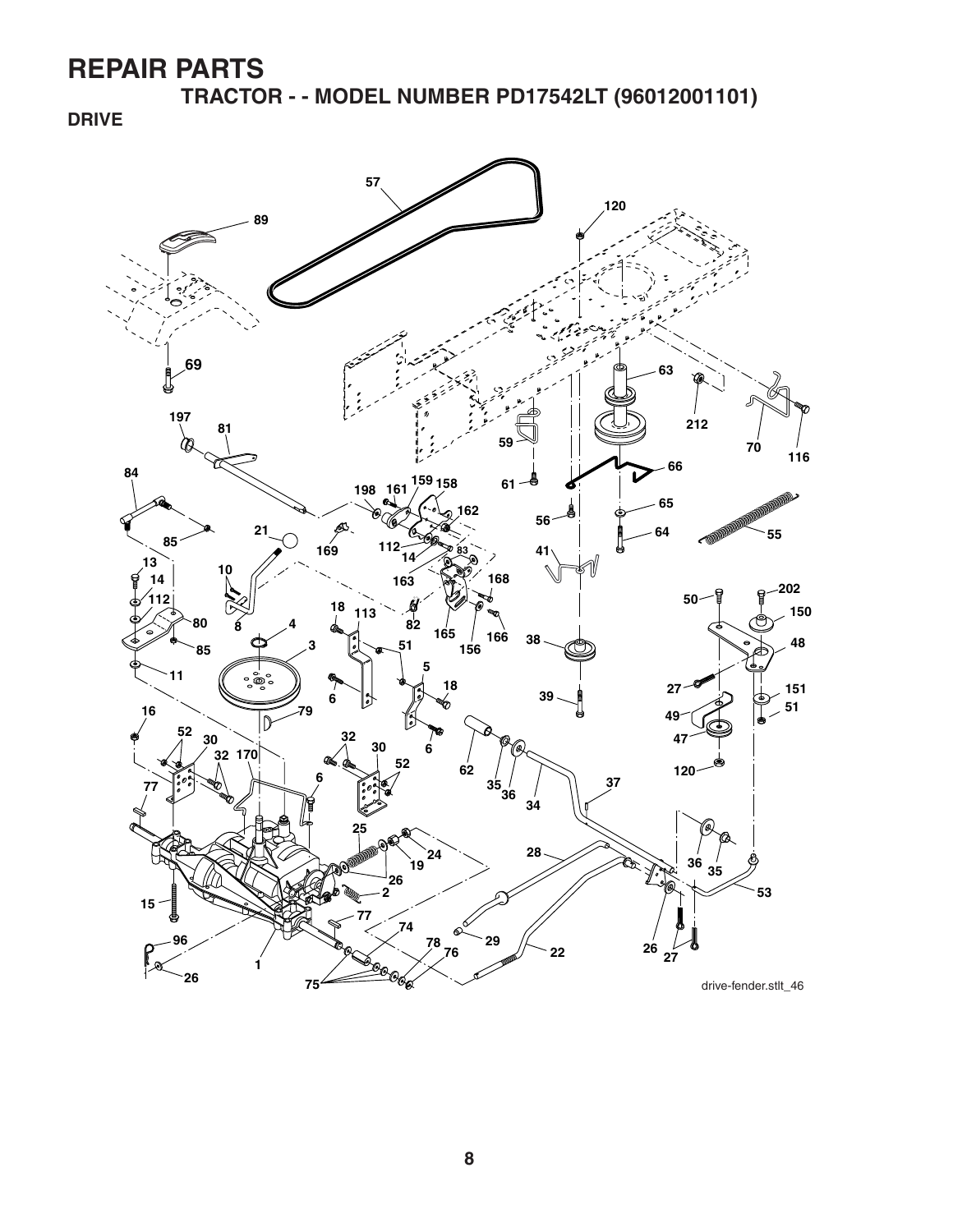# REPAIR PARTS

## TRACTOR - - MODEL NUMBER PD17542LT (96012001101)

### DRIVE

drive-fender.stlt_46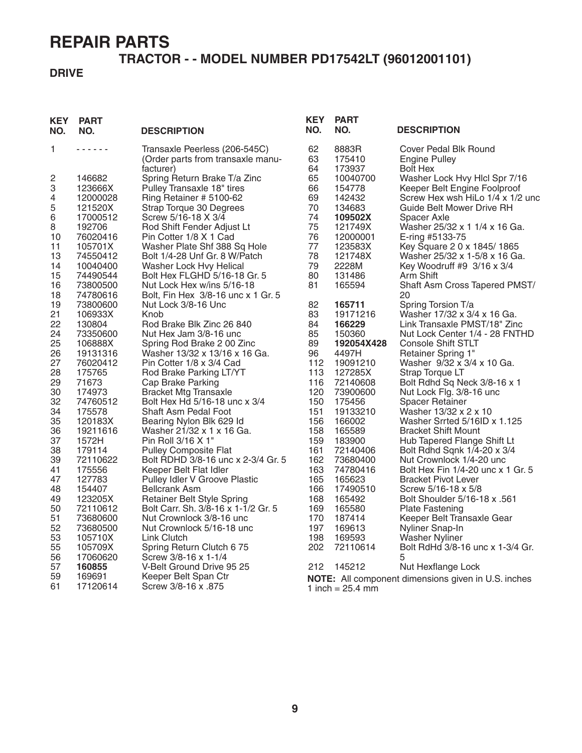# REPAIR PARTS

## TRACTOR - - MODEL NUMBER PD17542LT (96012001101)

### DRIVE

| KEY NO. | PART NO. | DESCRIPTION |
|---|---|---|
| 1 | - - - - - - | Transaxle Peerless (206-545C) (Order parts from transaxle manufacturer) |
| 2 | 146682 | Spring Return Brake T/a Zinc |
| 3 | 123666X | Pulley Transaxle 18" tires |
| 4 | 12000028 | Ring Retainer # 5100-62 |
| 5 | 121520X | Strap Torque 30 Degrees |
| 6 | 17000512 | Screw 5/16-18 X 3/4 |
| 8 | 192706 | Rod Shift Fender Adjust Lt |
| 10 | 76020416 | Pin Cotter 1/8 X 1 Cad |
| 11 | 105701X | Washer Plate Shf 388 Sq Hole |
| 13 | 74550412 | Bolt 1/4-28 Unf Gr. 8 W/Patch |
| 14 | 10040400 | Washer Lock Hvy Helical |
| 15 | 74490544 | Bolt Hex FLGHD 5/16-18 Gr. 5 |
| 16 | 73800500 | Nut Lock Hex w/ins 5/16-18 |
| 18 | 74780616 | Bolt, Fin Hex 3/8-16 unc x 1 Gr. 5 |
| 19 | 73800600 | Nut Lock 3/8-16 Unc |
| 21 | 106933X | Knob |
| 22 | 130804 | Rod Brake Blk Zinc 26 840 |
| 24 | 73350600 | Nut Hex Jam 3/8-16 unc |
| 25 | 106888X | Spring Rod Brake 2 00 Zinc |
| 26 | 19131316 | Washer 13/32 x 13/16 x 16 Ga. |
| 27 | 76020412 | Pin Cotter 1/8 x 3/4 Cad |
| 28 | 175765 | Rod Brake Parking LT/YT |
| 29 | 71673 | Cap Brake Parking |
| 30 | 174973 | Bracket Mtg Transaxle |
| 32 | 74760512 | Bolt Hex Hd 5/16-18 unc x 3/4 |
| 34 | 175578 | Shaft Asm Pedal Foot |
| 35 | 120183X | Bearing Nylon Blk 629 Id |
| 36 | 19211616 | Washer 21/32 x 1 x 16 Ga. |
| 37 | 1572H | Pin Roll 3/16 X 1" |
| 38 | 179114 | Pulley Composite Flat |
| 39 | 72110622 | Bolt RDHD 3/8-16 unc x 2-3/4 Gr. 5 |
| 41 | 175556 | Keeper Belt Flat Idler |
| 47 | 127783 | Pulley Idler V Groove Plastic |
| 48 | 154407 | Bellcrank Asm |
| 49 | 123205X | Retainer Belt Style Spring |
| 50 | 72110612 | Bolt Carr. Sh. 3/8-16 x 1-1/2 Gr. 5 |
| 51 | 73680600 | Nut Crownlock 3/8-16 unc |
| 52 | 73680500 | Nut Crownlock 5/16-18 unc |
| 53 | 105710X | Link Clutch |
| 55 | 105709X | Spring Return Clutch 6 75 |
| 56 | 17060620 | Screw 3/8-16 x 1-1/4 |
| 57 | **160855** | V-Belt Ground Drive 95 25 |
| 59 | 169691 | Keeper Belt Span Ctr |
| 61 | 17120614 | Screw 3/8-16 x .875 |
| 62 | 8883R | Cover Pedal Blk Round |
| 63 | 175410 | Engine Pulley |
| 64 | 173937 | Bolt Hex |
| 65 | 10040700 | Washer Lock Hvy Hlcl Spr 7/16 |
| 66 | 154778 | Keeper Belt Engine Foolproof |
| 69 | 142432 | Screw Hex wsh HiLo 1/4 x 1/2 unc |
| 70 | 134683 | Guide Belt Mower Drive RH |
| 74 | **109502X** | Spacer Axle |
| 75 | 121749X | Washer 25/32 x 1 1/4 x 16 Ga. |
| 76 | 12000001 | E-ring #5133-75 |
| 77 | 123583X | Key Square 2 0 x 1845/ 1865 |
| 78 | 121748X | Washer 25/32 x 1-5/8 x 16 Ga. |
| 79 | 2228M | Key Woodruff #9 3/16 x 3/4 |
| 80 | 131486 | Arm Shift |
| 81 | 165594 | Shaft Asm Cross Tapered PMST/ 20 |
| 82 | **165711** | Spring Torsion T/a |
| 83 | 19171216 | Washer 17/32 x 3/4 x 16 Ga. |
| 84 | **166229** | Link Transaxle PMST/18" Zinc |
| 85 | 150360 | Nut Lock Center 1/4 - 28 FNTHD |
| 89 | **192054X428** | Console Shift STLT |
| 96 | 4497H | Retainer Spring 1" |
| 112 | 19091210 | Washer 9/32 x 3/4 x 10 Ga. |
| 113 | 127285X | Strap Torque LT |
| 116 | 72140608 | Bolt Rdhd Sq Neck 3/8-16 x 1 |
| 120 | 73900600 | Nut Lock Flg. 3/8-16 unc |
| 150 | 175456 | Spacer Retainer |
| 151 | 19133210 | Washer 13/32 x 2 x 10 |
| 156 | 166002 | Washer Srrted 5/16ID x 1.125 |
| 158 | 165589 | Bracket Shift Mount |
| 159 | 183900 | Hub Tapered Flange Shift Lt |
| 161 | 72140406 | Bolt Rdhd Sqnk 1/4-20 x 3/4 |
| 162 | 73680400 | Nut Crownlock 1/4-20 unc |
| 163 | 74780416 | Bolt Hex Fin 1/4-20 unc x 1 Gr. 5 |
| 165 | 165623 | Bracket Pivot Lever |
| 166 | 17490510 | Screw 5/16-18 x 5/8 |
| 168 | 165492 | Bolt Shoulder 5/16-18 x .561 |
| 169 | 165580 | Plate Fastening |
| 170 | 187414 | Keeper Belt Transaxle Gear |
| 197 | 169613 | Nyliner Snap-In |
| 198 | 169593 | Washer Nyliner |
| 202 | 72110614 | Bolt RdHd 3/8-16 unc x 1-3/4 Gr. 5 |
| 212 | 145212 | Nut Hexflange Lock |

**NOTE:** All component dimensions given in U.S. inches
1 inch = 25.4 mm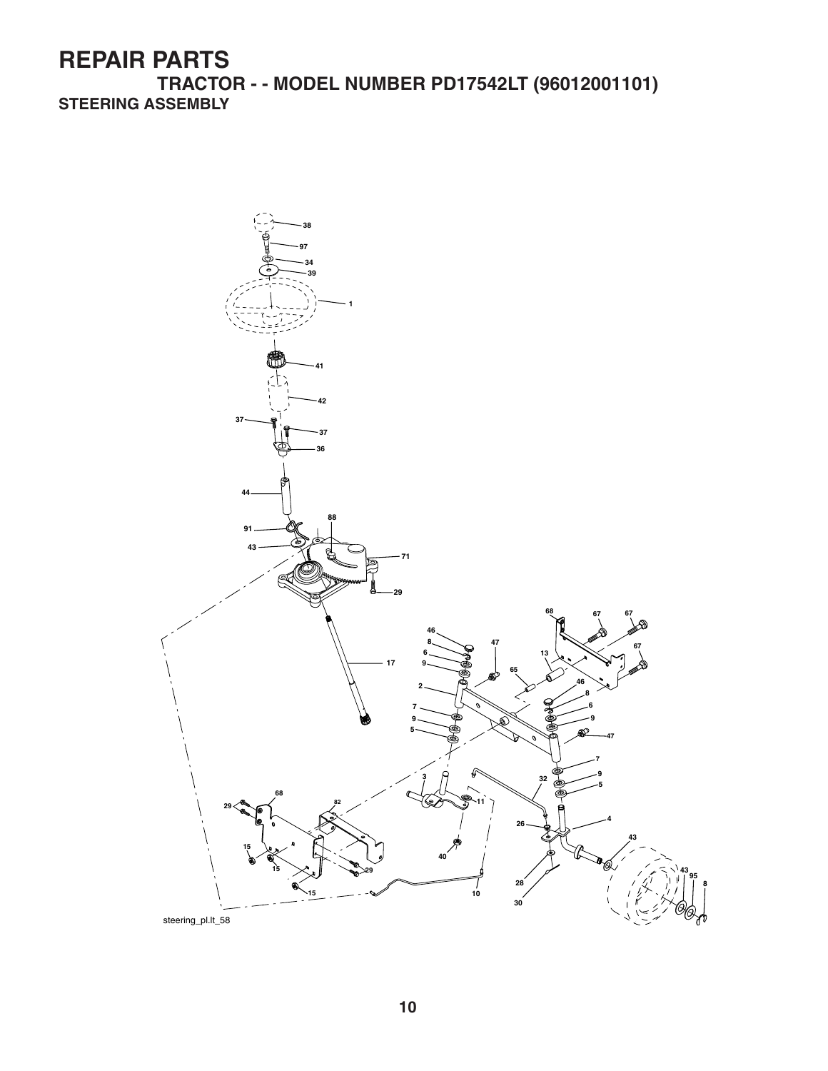# REPAIR PARTS

## TRACTOR - - MODEL NUMBER PD17542LT (96012001101)

### STEERING ASSEMBLY

steering_pl.lt_58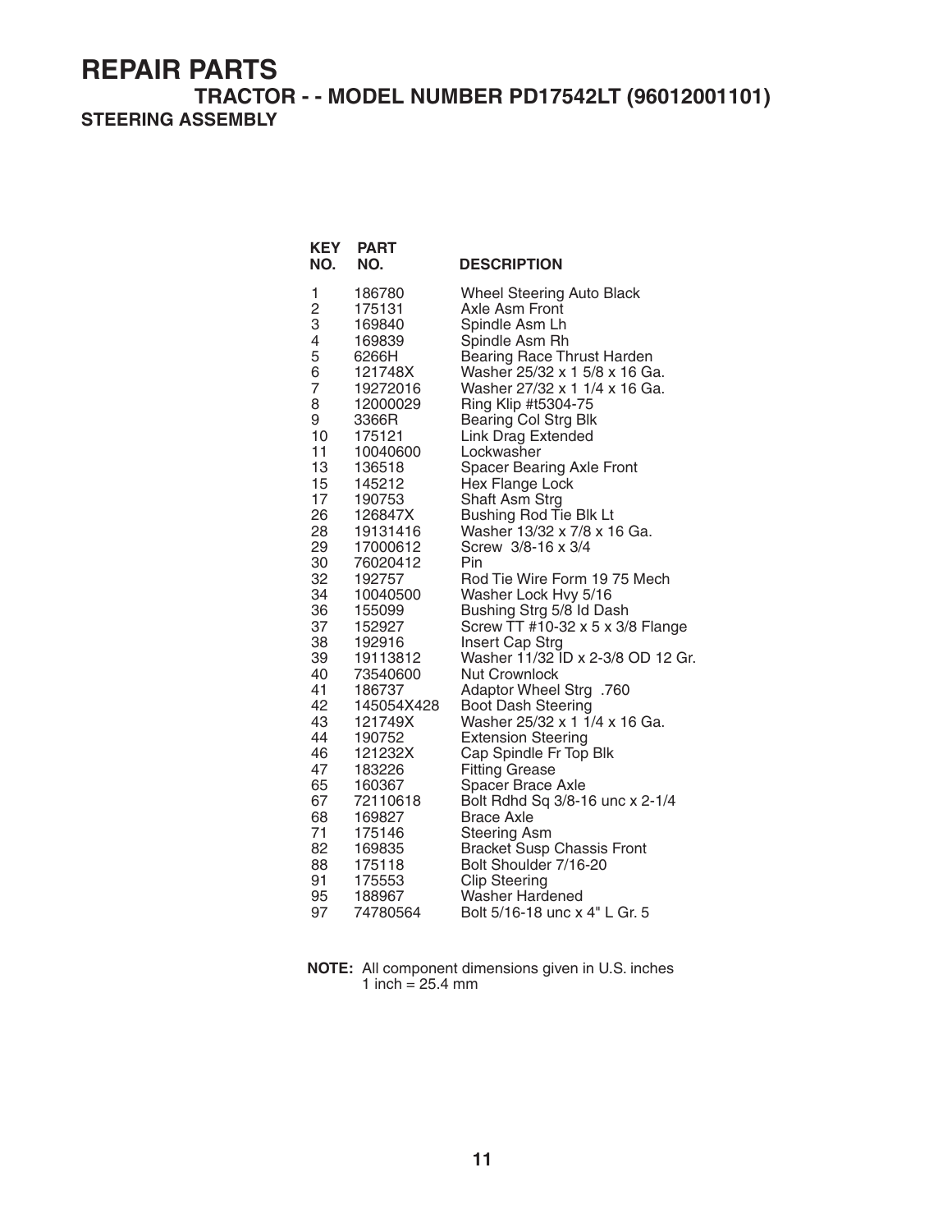# REPAIR PARTS

## TRACTOR - - MODEL NUMBER PD17542LT (96012001101)

### STEERING ASSEMBLY

| KEY NO. | PART NO. | DESCRIPTION |
|---|---|---|
| 1 | 186780 | Wheel Steering Auto Black |
| 2 | 175131 | Axle Asm Front |
| 3 | 169840 | Spindle Asm Lh |
| 4 | 169839 | Spindle Asm Rh |
| 5 | 6266H | Bearing Race Thrust Harden |
| 6 | 121748X | Washer 25/32 x 1 5/8 x 16 Ga. |
| 7 | 19272016 | Washer 27/32 x 1 1/4 x 16 Ga. |
| 8 | 12000029 | Ring Klip #t5304-75 |
| 9 | 3366R | Bearing Col Strg Blk |
| 10 | 175121 | Link Drag Extended |
| 11 | 10040600 | Lockwasher |
| 13 | 136518 | Spacer Bearing Axle Front |
| 15 | 145212 | Hex Flange Lock |
| 17 | 190753 | Shaft Asm Strg |
| 26 | 126847X | Bushing Rod Tie Blk Lt |
| 28 | 19131416 | Washer 13/32 x 7/8 x 16 Ga. |
| 29 | 17000612 | Screw 3/8-16 x 3/4 |
| 30 | 76020412 | Pin |
| 32 | 192757 | Rod Tie Wire Form 19 75 Mech |
| 34 | 10040500 | Washer Lock Hvy 5/16 |
| 36 | 155099 | Bushing Strg 5/8 Id Dash |
| 37 | 152927 | Screw TT #10-32 x 5 x 3/8 Flange |
| 38 | 192916 | Insert Cap Strg |
| 39 | 19113812 | Washer 11/32 ID x 2-3/8 OD 12 Gr. |
| 40 | 73540600 | Nut Crownlock |
| 41 | 186737 | Adaptor Wheel Strg .760 |
| 42 | 145054X428 | Boot Dash Steering |
| 43 | 121749X | Washer 25/32 x 1 1/4 x 16 Ga. |
| 44 | 190752 | Extension Steering |
| 46 | 121232X | Cap Spindle Fr Top Blk |
| 47 | 183226 | Fitting Grease |
| 65 | 160367 | Spacer Brace Axle |
| 67 | 72110618 | Bolt Rdhd Sq 3/8-16 unc x 2-1/4 |
| 68 | 169827 | Brace Axle |
| 71 | 175146 | Steering Asm |
| 82 | 169835 | Bracket Susp Chassis Front |
| 88 | 175118 | Bolt Shoulder 7/16-20 |
| 91 | 175553 | Clip Steering |
| 95 | 188967 | Washer Hardened |
| 97 | 74780564 | Bolt 5/16-18 unc x 4" L Gr. 5 |

**NOTE:** All component dimensions given in U.S. inches
1 inch = 25.4 mm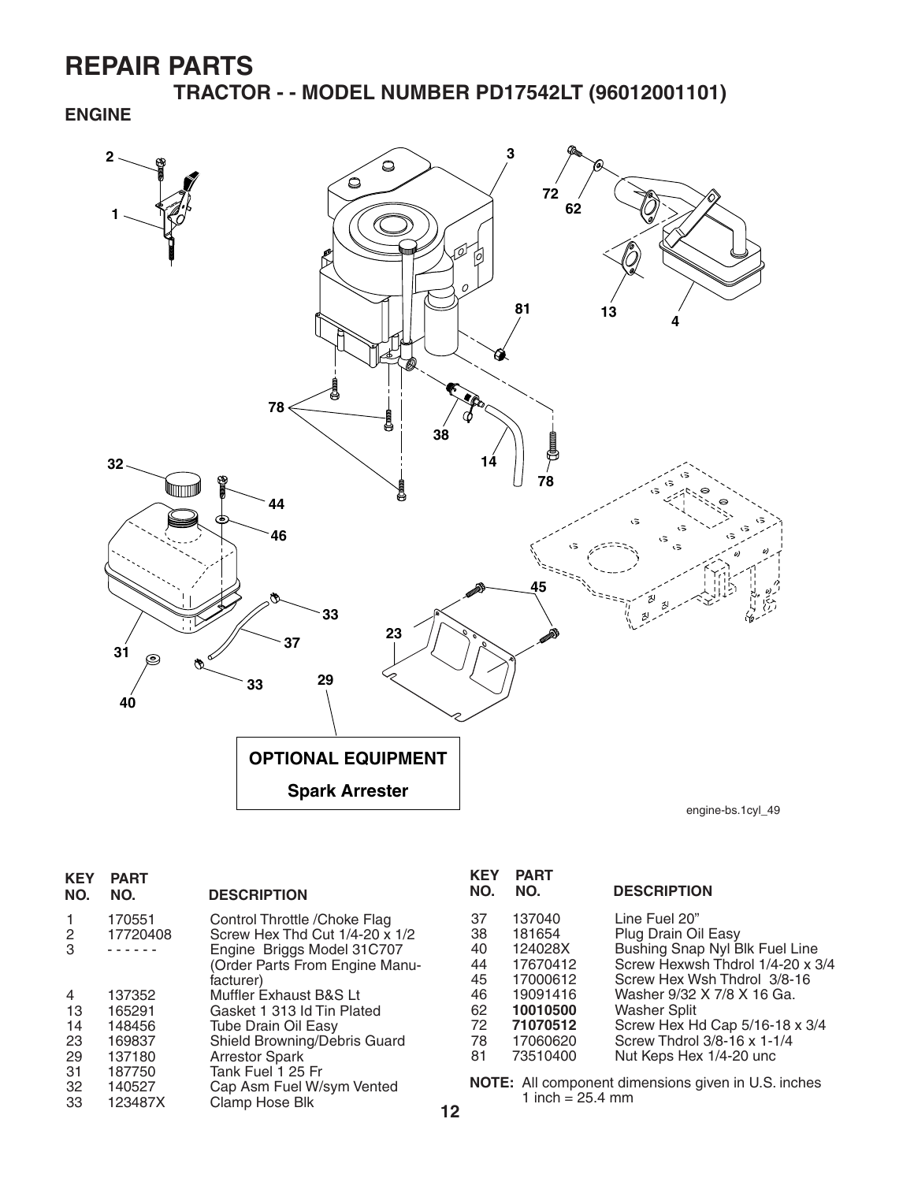# REPAIR PARTS

## TRACTOR - - MODEL NUMBER PD17542LT (96012001101)

### ENGINE

OPTIONAL EQUIPMENT

Spark Arrester

engine-bs.1cyl_49

| KEY NO. | PART NO. | DESCRIPTION |
|---|---|---|
| 1 | 170551 | Control Throttle /Choke Flag |
| 2 | 17720408 | Screw Hex Thd Cut 1/4-20 x 1/2 |
| 3 | - - - - - - | Engine Briggs Model 31C707 (Order Parts From Engine Manufacturer) |
| 4 | 137352 | Muffler Exhaust B&S Lt |
| 13 | 165291 | Gasket 1 313 Id Tin Plated |
| 14 | 148456 | Tube Drain Oil Easy |
| 23 | 169837 | Shield Browning/Debris Guard |
| 29 | 137180 | Arrestor Spark |
| 31 | 187750 | Tank Fuel 1 25 Fr |
| 32 | 140527 | Cap Asm Fuel W/sym Vented |
| 33 | 123487X | Clamp Hose Blk |
| 37 | 137040 | Line Fuel 20" |
| 38 | 181654 | Plug Drain Oil Easy |
| 40 | 124028X | Bushing Snap Nyl Blk Fuel Line |
| 44 | 17670412 | Screw Hexwsh Thdrol 1/4-20 x 3/4 |
| 45 | 17000612 | Screw Hex Wsh Thdrol 3/8-16 |
| 46 | 19091416 | Washer 9/32 X 7/8 X 16 Ga. |
| 62 | **10010500** | Washer Split |
| 72 | **71070512** | Screw Hex Hd Cap 5/16-18 x 3/4 |
| 78 | 17060620 | Screw Thdrol 3/8-16 x 1-1/4 |
| 81 | 73510400 | Nut Keps Hex 1/4-20 unc |

**NOTE:** All component dimensions given in U.S. inches
1 inch = 25.4 mm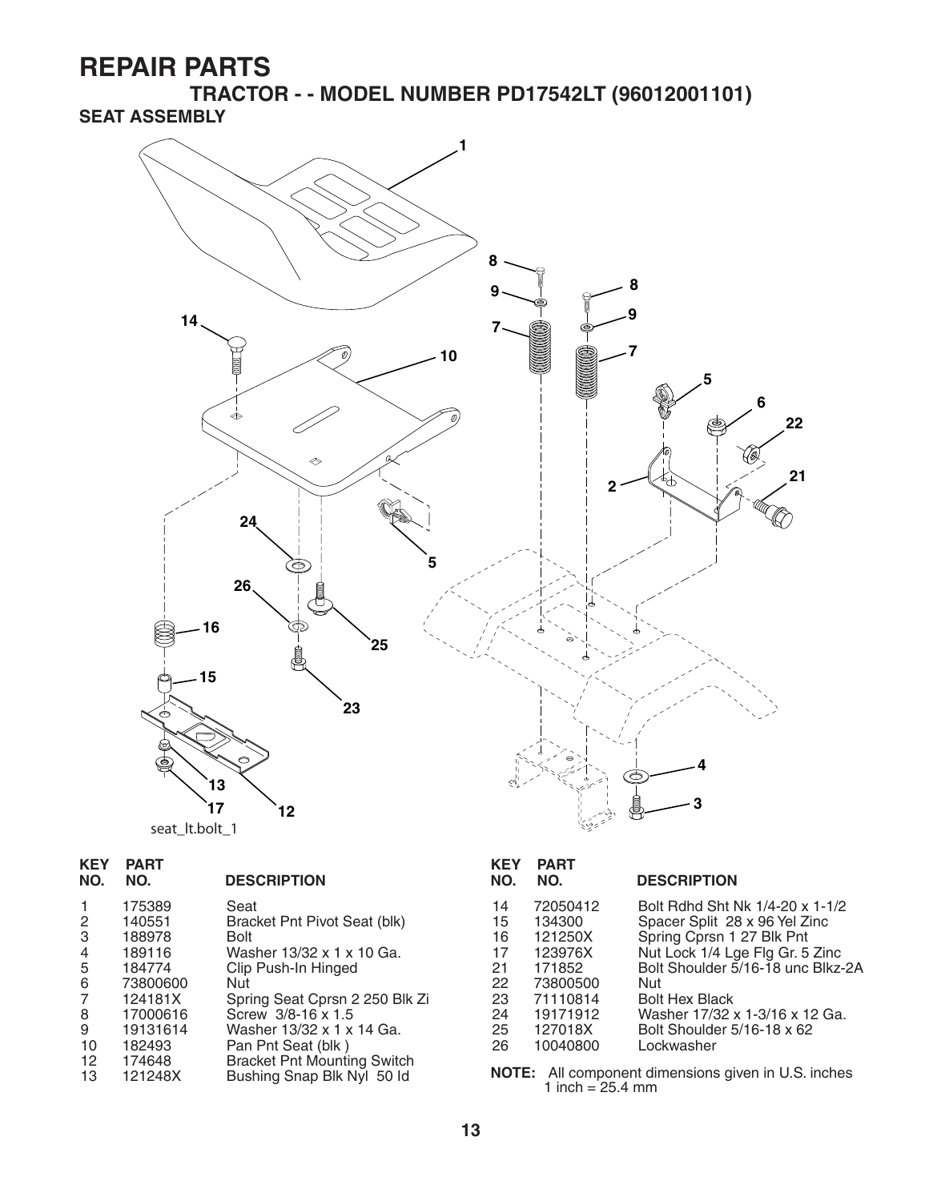# REPAIR PARTS

## TRACTOR - - MODEL NUMBER PD17542LT (96012001101)

### SEAT ASSEMBLY

seat_lt.bolt_1

| KEY NO. | PART NO. | DESCRIPTION |
|---|---|---|
| 1 | 175389 | Seat |
| 2 | 140551 | Bracket Pnt Pivot Seat (blk) |
| 3 | 188978 | Bolt |
| 4 | 189116 | Washer 13/32 x 1 x 10 Ga. |
| 5 | 184774 | Clip Push-In Hinged |
| 6 | 73800600 | Nut |
| 7 | 124181X | Spring Seat Cprsn 2 250 Blk Zi |
| 8 | 17000616 | Screw 3/8-16 x 1.5 |
| 9 | 19131614 | Washer 13/32 x 1 x 14 Ga. |
| 10 | 182493 | Pan Pnt Seat (blk ) |
| 12 | 174648 | Bracket Pnt Mounting Switch |
| 13 | 121248X | Bushing Snap Blk Nyl 50 Id |
| 14 | 72050412 | Bolt Rdhd Sht Nk 1/4-20 x 1-1/2 |
| 15 | 134300 | Spacer Split 28 x 96 Yel Zinc |
| 16 | 121250X | Spring Cprsn 1 27 Blk Pnt |
| 17 | 123976X | Nut Lock 1/4 Lge Flg Gr. 5 Zinc |
| 21 | 171852 | Bolt Shoulder 5/16-18 unc Blkz-2A |
| 22 | 73800500 | Nut |
| 23 | 71110814 | Bolt Hex Black |
| 24 | 19171912 | Washer 17/32 x 1-3/16 x 12 Ga. |
| 25 | 127018X | Bolt Shoulder 5/16-18 x 62 |
| 26 | 10040800 | Lockwasher |

**NOTE:** All component dimensions given in U.S. inches
1 inch = 25.4 mm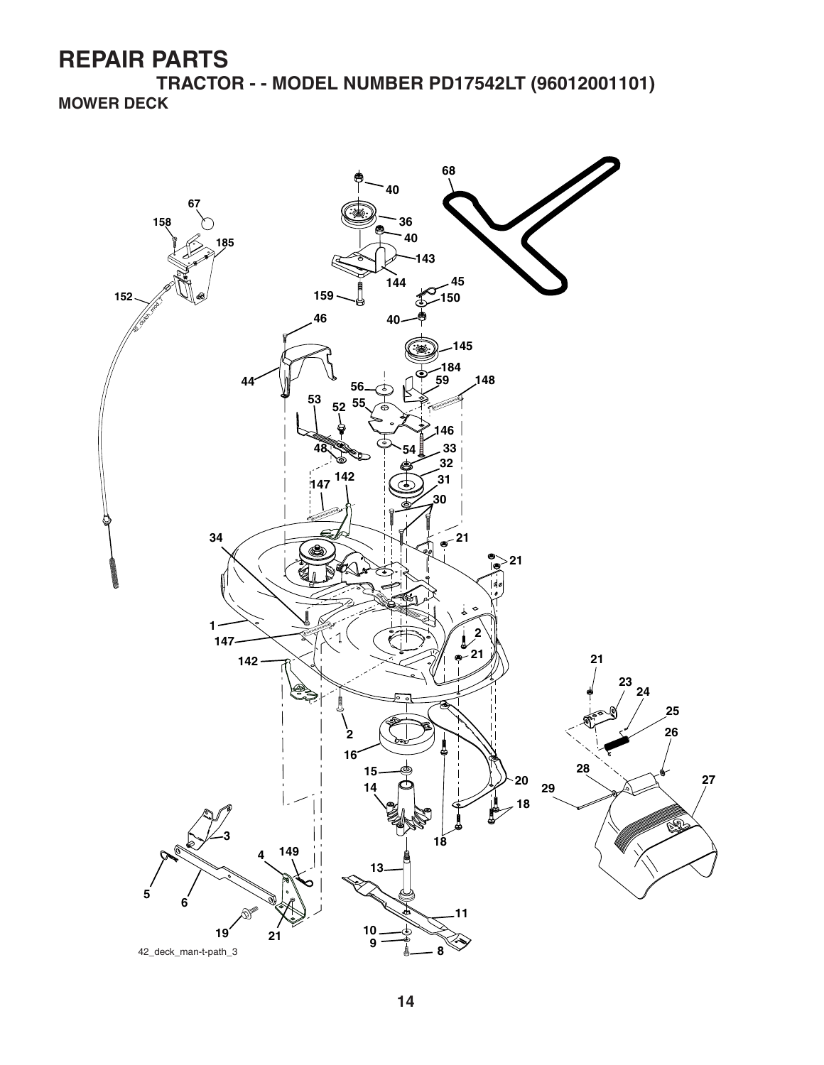# REPAIR PARTS

## TRACTOR - - MODEL NUMBER PD17542LT (96012001101)

### MOWER DECK

42_deck_man-t-path_3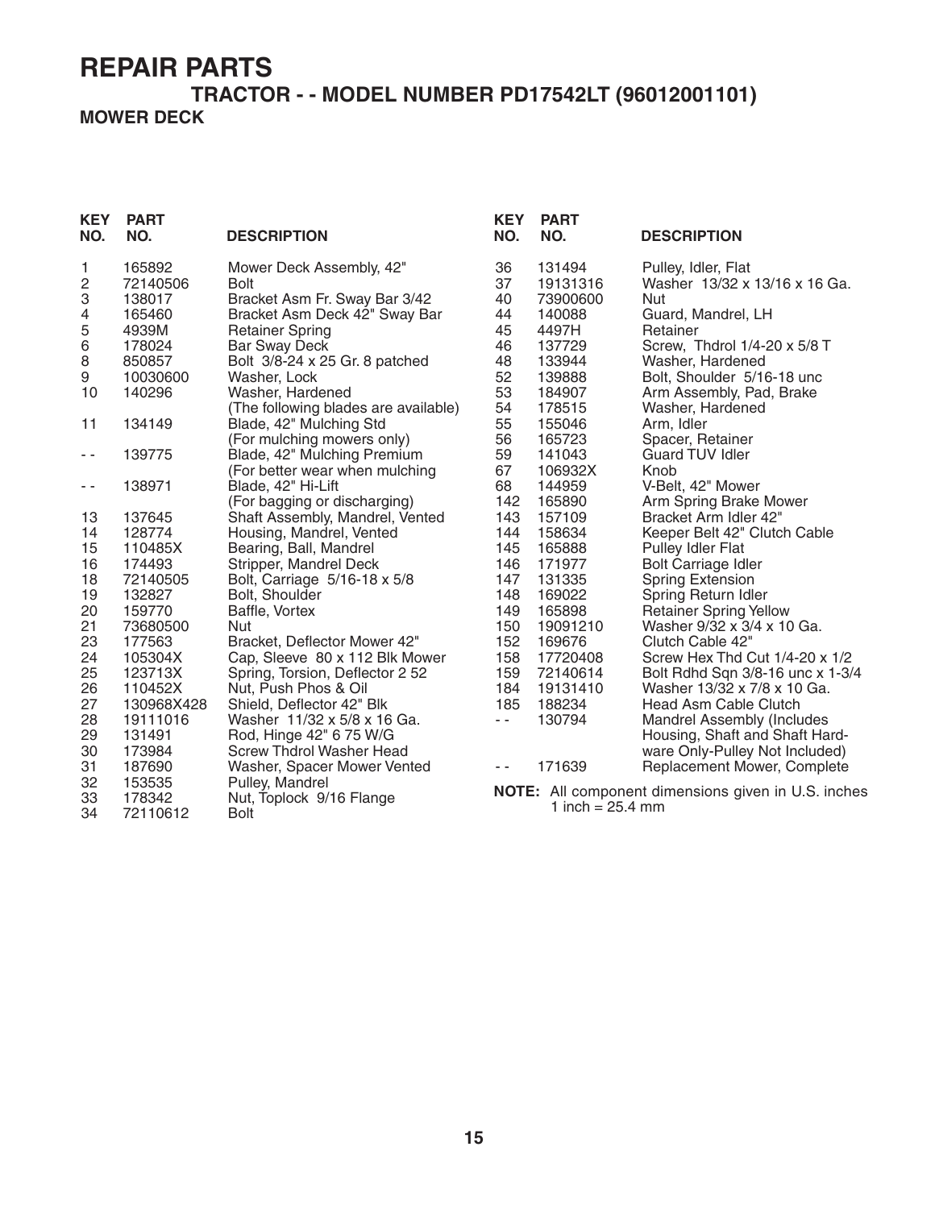# REPAIR PARTS

## TRACTOR - - MODEL NUMBER PD17542LT (96012001101)

### MOWER DECK

| KEY NO. | PART NO. | DESCRIPTION |
|---|---|---|
| 1 | 165892 | Mower Deck Assembly, 42" |
| 2 | 72140506 | Bolt |
| 3 | 138017 | Bracket Asm Fr. Sway Bar 3/42 |
| 4 | 165460 | Bracket Asm Deck 42" Sway Bar |
| 5 | 4939M | Retainer Spring |
| 6 | 178024 | Bar Sway Deck |
| 8 | 850857 | Bolt 3/8-24 x 25 Gr. 8 patched |
| 9 | 10030600 | Washer, Lock |
| 10 | 140296 | Washer, Hardened |
| | | (The following blades are available) |
| 11 | 134149 | Blade, 42" Mulching Std (For mulching mowers only) |
| - - | 139775 | Blade, 42" Mulching Premium (For better wear when mulching |
| - - | 138971 | Blade, 42" Hi-Lift (For bagging or discharging) |
| 13 | 137645 | Shaft Assembly, Mandrel, Vented |
| 14 | 128774 | Housing, Mandrel, Vented |
| 15 | 110485X | Bearing, Ball, Mandrel |
| 16 | 174493 | Stripper, Mandrel Deck |
| 18 | 72140505 | Bolt, Carriage 5/16-18 x 5/8 |
| 19 | 132827 | Bolt, Shoulder |
| 20 | 159770 | Baffle, Vortex |
| 21 | 73680500 | Nut |
| 23 | 177563 | Bracket, Deflector Mower 42" |
| 24 | 105304X | Cap, Sleeve 80 x 112 Blk Mower |
| 25 | 123713X | Spring, Torsion, Deflector 2 52 |
| 26 | 110452X | Nut, Push Phos & Oil |
| 27 | 130968X428 | Shield, Deflector 42" Blk |
| 28 | 19111016 | Washer 11/32 x 5/8 x 16 Ga. |
| 29 | 131491 | Rod, Hinge 42" 6 75 W/G |
| 30 | 173984 | Screw Thdrol Washer Head |
| 31 | 187690 | Washer, Spacer Mower Vented |
| 32 | 153535 | Pulley, Mandrel |
| 33 | 178342 | Nut, Toplock 9/16 Flange |
| 34 | 72110612 | Bolt |
| 36 | 131494 | Pulley, Idler, Flat |
| 37 | 19131316 | Washer 13/32 x 13/16 x 16 Ga. |
| 40 | 73900600 | Nut |
| 44 | 140088 | Guard, Mandrel, LH |
| 45 | 4497H | Retainer |
| 46 | 137729 | Screw, Thdrol 1/4-20 x 5/8 T |
| 48 | 133944 | Washer, Hardened |
| 52 | 139888 | Bolt, Shoulder 5/16-18 unc |
| 53 | 184907 | Arm Assembly, Pad, Brake |
| 54 | 178515 | Washer, Hardened |
| 55 | 155046 | Arm, Idler |
| 56 | 165723 | Spacer, Retainer |
| 59 | 141043 | Guard TUV Idler |
| 67 | 106932X | Knob |
| 68 | 144959 | V-Belt, 42" Mower |
| 142 | 165890 | Arm Spring Brake Mower |
| 143 | 157109 | Bracket Arm Idler 42" |
| 144 | 158634 | Keeper Belt 42" Clutch Cable |
| 145 | 165888 | Pulley Idler Flat |
| 146 | 171977 | Bolt Carriage Idler |
| 147 | 131335 | Spring Extension |
| 148 | 169022 | Spring Return Idler |
| 149 | 165898 | Retainer Spring Yellow |
| 150 | 19091210 | Washer 9/32 x 3/4 x 10 Ga. |
| 152 | 169676 | Clutch Cable 42" |
| 158 | 17720408 | Screw Hex Thd Cut 1/4-20 x 1/2 |
| 159 | 72140614 | Bolt Rdhd Sqn 3/8-16 unc x 1-3/4 |
| 184 | 19131410 | Washer 13/32 x 7/8 x 10 Ga. |
| 185 | 188234 | Head Asm Cable Clutch |
| - - | 130794 | Mandrel Assembly (Includes Housing, Shaft and Shaft Hardware Only-Pulley Not Included) |
| - - | 171639 | Replacement Mower, Complete |

**NOTE:** All component dimensions given in U.S. inches
1 inch = 25.4 mm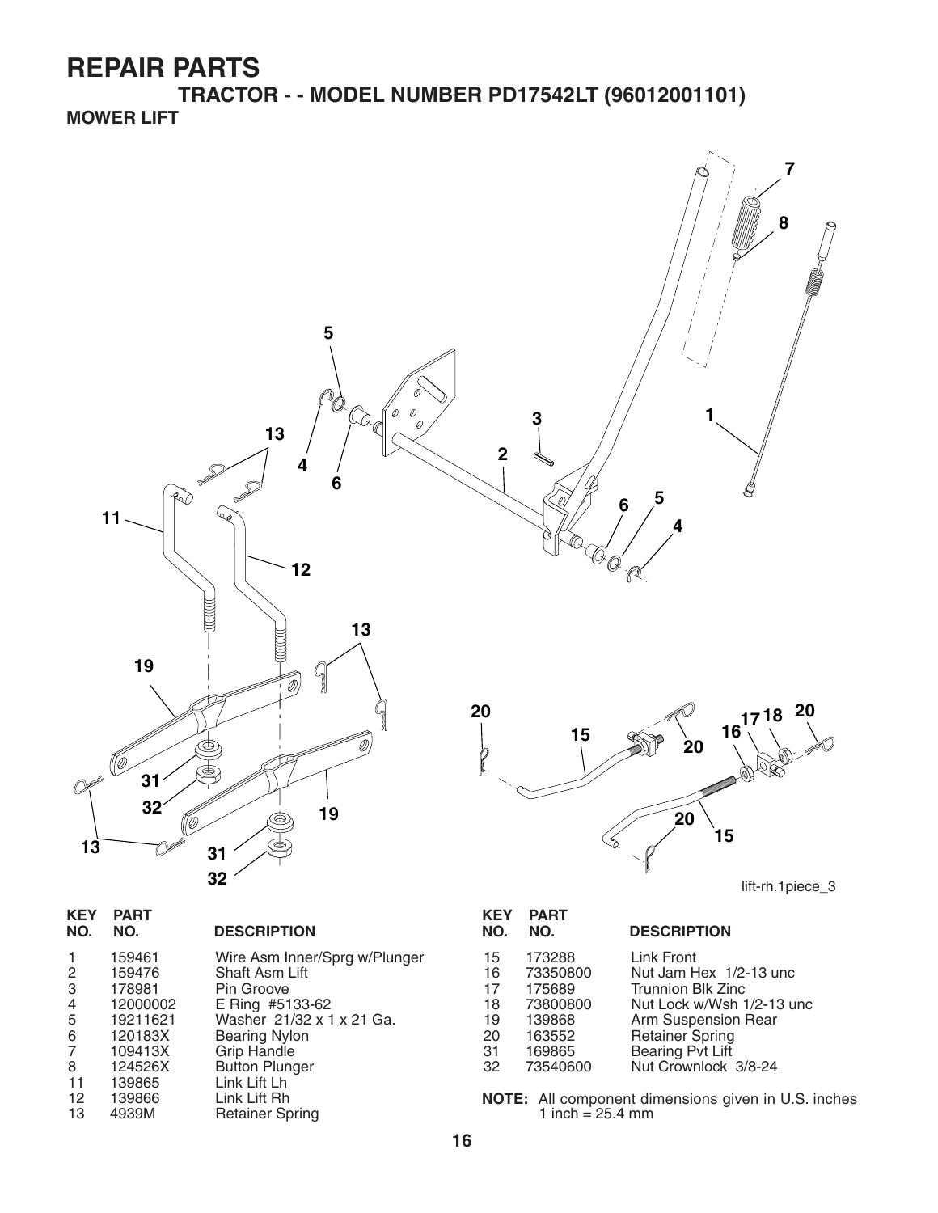# REPAIR PARTS

## TRACTOR - - MODEL NUMBER PD17542LT (96012001101)

### MOWER LIFT

lift-rh.1piece_3

| KEY NO. | PART NO. | DESCRIPTION |
|---|---|---|
| 1 | 159461 | Wire Asm Inner/Sprg w/Plunger |
| 2 | 159476 | Shaft Asm Lift |
| 3 | 178981 | Pin Groove |
| 4 | 12000002 | E Ring #5133-62 |
| 5 | 19211621 | Washer 21/32 x 1 x 21 Ga. |
| 6 | 120183X | Bearing Nylon |
| 7 | 109413X | Grip Handle |
| 8 | 124526X | Button Plunger |
| 11 | 139865 | Link Lift Lh |
| 12 | 139866 | Link Lift Rh |
| 13 | 4939M | Retainer Spring |
| 15 | 173288 | Link Front |
| 16 | 73350800 | Nut Jam Hex 1/2-13 unc |
| 17 | 175689 | Trunnion Blk Zinc |
| 18 | 73800800 | Nut Lock w/Wsh 1/2-13 unc |
| 19 | 139868 | Arm Suspension Rear |
| 20 | 163552 | Retainer Spring |
| 31 | 169865 | Bearing Pvt Lift |
| 32 | 73540600 | Nut Crownlock 3/8-24 |

**NOTE:** All component dimensions given in U.S. inches
1 inch = 25.4 mm